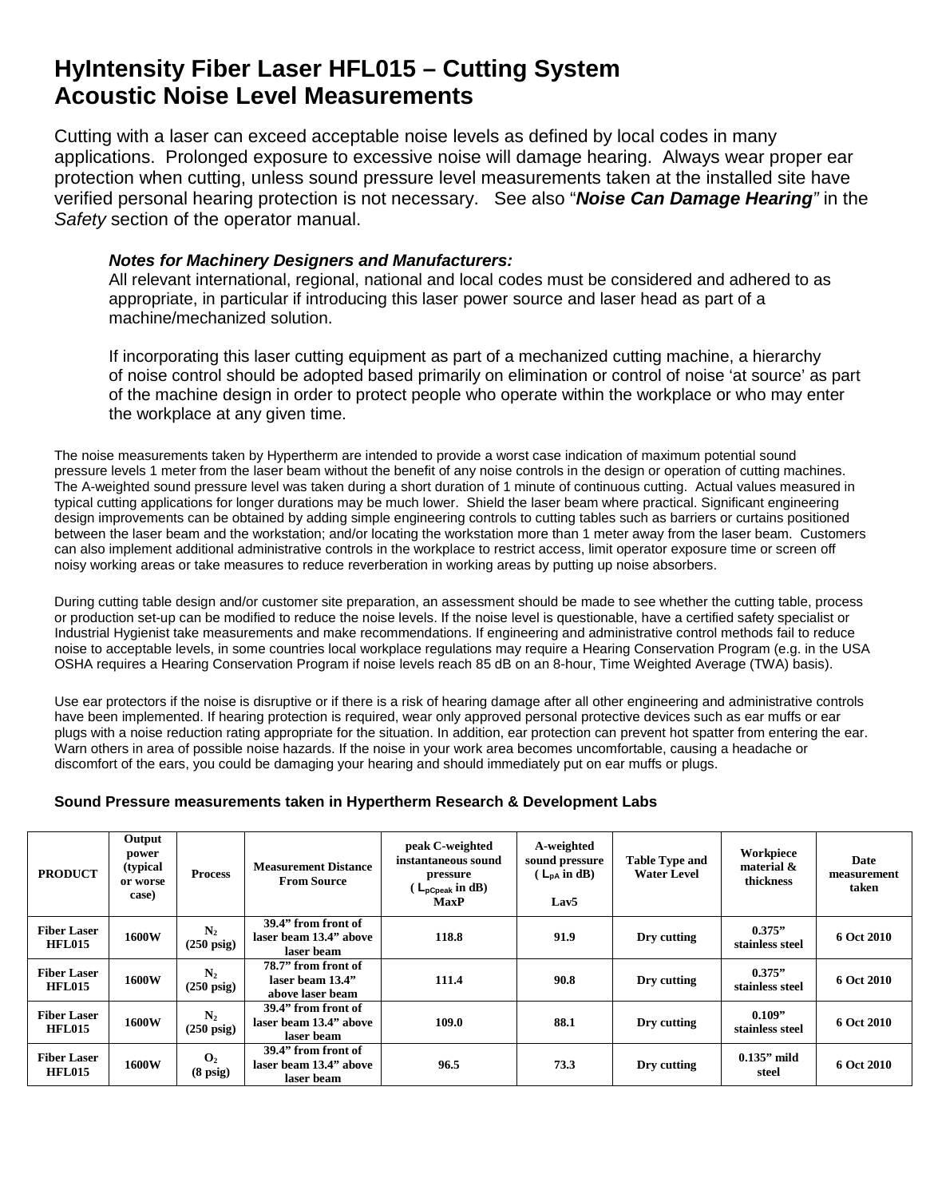# HyIntensity Fiber Laser HFL015 – Cutting System
# Acoustic Noise Level Measurements

Cutting with a laser can exceed acceptable noise levels as defined by local codes in many applications. Prolonged exposure to excessive noise will damage hearing. Always wear proper ear protection when cutting, unless sound pressure level measurements taken at the installed site have verified personal hearing protection is not necessary. See also "***Noise Can Damage Hearing***" in the *Safety* section of the operator manual.

> ***Notes for Machinery Designers and Manufacturers:***
> All relevant international, regional, national and local codes must be considered and adhered to as appropriate, in particular if introducing this laser power source and laser head as part of a machine/mechanized solution.
>
> If incorporating this laser cutting equipment as part of a mechanized cutting machine, a hierarchy of noise control should be adopted based primarily on elimination or control of noise 'at source' as part of the machine design in order to protect people who operate within the workplace or who may enter the workplace at any given time.

The noise measurements taken by Hypertherm are intended to provide a worst case indication of maximum potential sound pressure levels 1 meter from the laser beam without the benefit of any noise controls in the design or operation of cutting machines. The A-weighted sound pressure level was taken during a short duration of 1 minute of continuous cutting. Actual values measured in typical cutting applications for longer durations may be much lower. Shield the laser beam where practical. Significant engineering design improvements can be obtained by adding simple engineering controls to cutting tables such as barriers or curtains positioned between the laser beam and the workstation; and/or locating the workstation more than 1 meter away from the laser beam. Customers can also implement additional administrative controls in the workplace to restrict access, limit operator exposure time or screen off noisy working areas or take measures to reduce reverberation in working areas by putting up noise absorbers.

During cutting table design and/or customer site preparation, an assessment should be made to see whether the cutting table, process or production set-up can be modified to reduce the noise levels. If the noise level is questionable, have a certified safety specialist or Industrial Hygienist take measurements and make recommendations. If engineering and administrative control methods fail to reduce noise to acceptable levels, in some countries local workplace regulations may require a Hearing Conservation Program (e.g. in the USA OSHA requires a Hearing Conservation Program if noise levels reach 85 dB on an 8-hour, Time Weighted Average (TWA) basis).

Use ear protectors if the noise is disruptive or if there is a risk of hearing damage after all other engineering and administrative controls have been implemented. If hearing protection is required, wear only approved personal protective devices such as ear muffs or ear plugs with a noise reduction rating appropriate for the situation. In addition, ear protection can prevent hot spatter from entering the ear. Warn others in area of possible noise hazards. If the noise in your work area becomes uncomfortable, causing a headache or discomfort of the ears, you could be damaging your hearing and should immediately put on ear muffs or plugs.

**Sound Pressure measurements taken in Hypertherm Research & Development Labs**

| PRODUCT | Output power (typical or worse case) | Process | Measurement Distance From Source | peak C-weighted instantaneous sound pressure ( $L_{pCpeak}$ in dB) MaxP | A-weighted sound pressure ( $L_{pA}$ in dB) Lav5 | Table Type and Water Level | Workpiece material & thickness | Date measurement taken |
|---|---|---|---|---|---|---|---|---|
| Fiber Laser HFL015 | 1600W | $N_2$ (250 psig) | 39.4" from front of laser beam 13.4" above laser beam | 118.8 | 91.9 | Dry cutting | 0.375" stainless steel | 6 Oct 2010 |
| Fiber Laser HFL015 | 1600W | $N_2$ (250 psig) | 78.7" from front of laser beam 13.4" above laser beam | 111.4 | 90.8 | Dry cutting | 0.375" stainless steel | 6 Oct 2010 |
| Fiber Laser HFL015 | 1600W | $N_2$ (250 psig) | 39.4" from front of laser beam 13.4" above laser beam | 109.0 | 88.1 | Dry cutting | 0.109" stainless steel | 6 Oct 2010 |
| Fiber Laser HFL015 | 1600W | $O_2$ (8 psig) | 39.4" from front of laser beam 13.4" above laser beam | 96.5 | 73.3 | Dry cutting | 0.135" mild steel | 6 Oct 2010 |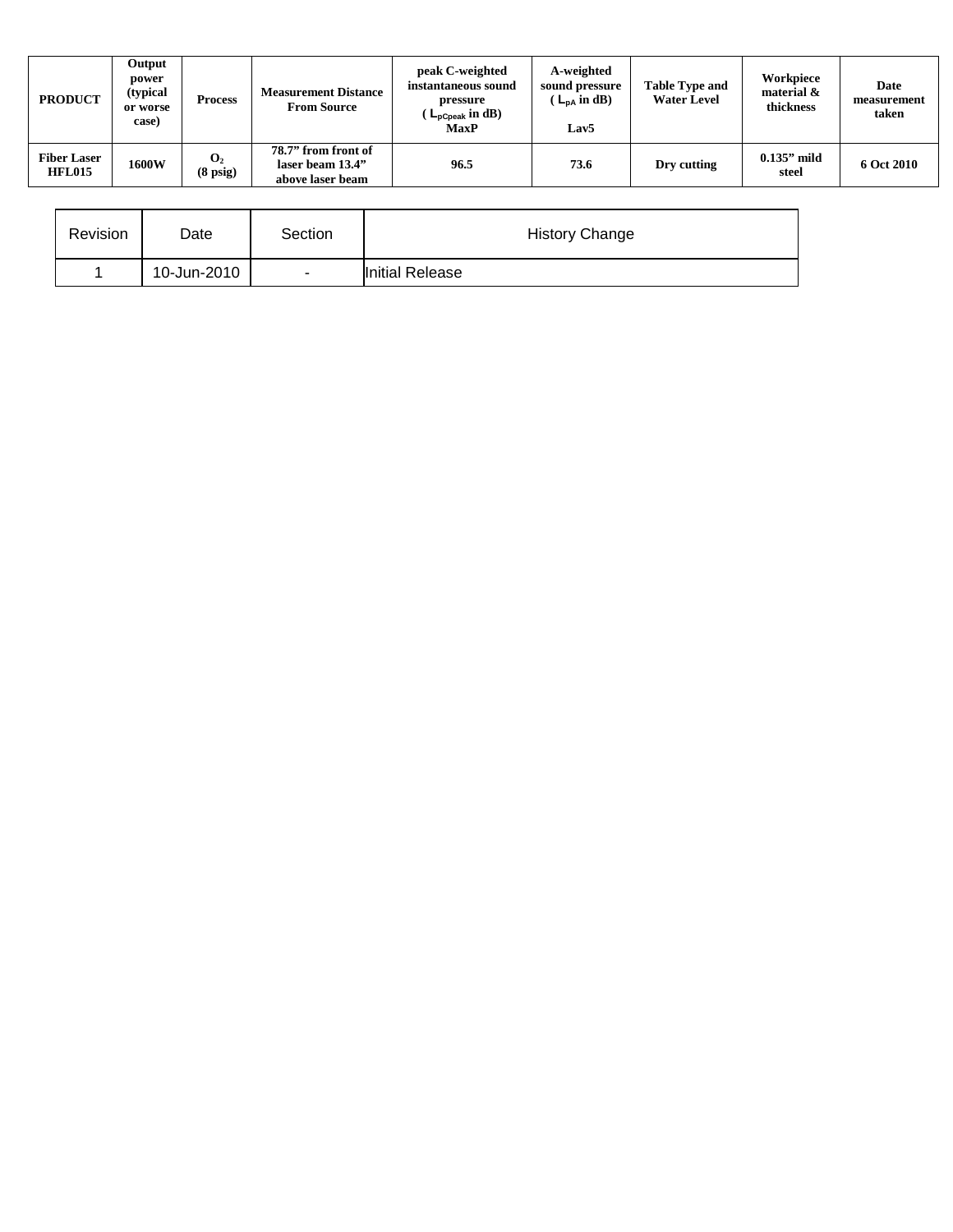| PRODUCT | Output power (typical or worse case) | Process | Measurement Distance From Source | peak C-weighted instantaneous sound pressure ( $L_{pCpeak}$ in dB) MaxP | A-weighted sound pressure ( $L_{pA}$ in dB) Lav5 | Table Type and Water Level | Workpiece material & thickness | Date measurement taken |
|---|---|---|---|---|---|---|---|---|
| Fiber Laser HFL015 | 1600W | $O_2$ (8 psig) | 78.7" from front of laser beam 13.4" above laser beam | 96.5 | 73.6 | Dry cutting | 0.135" mild steel | 6 Oct 2010 |

| Revision | Date | Section | History Change |
|---|---|---|---|
| 1 | 10-Jun-2010 | - | Initial Release |